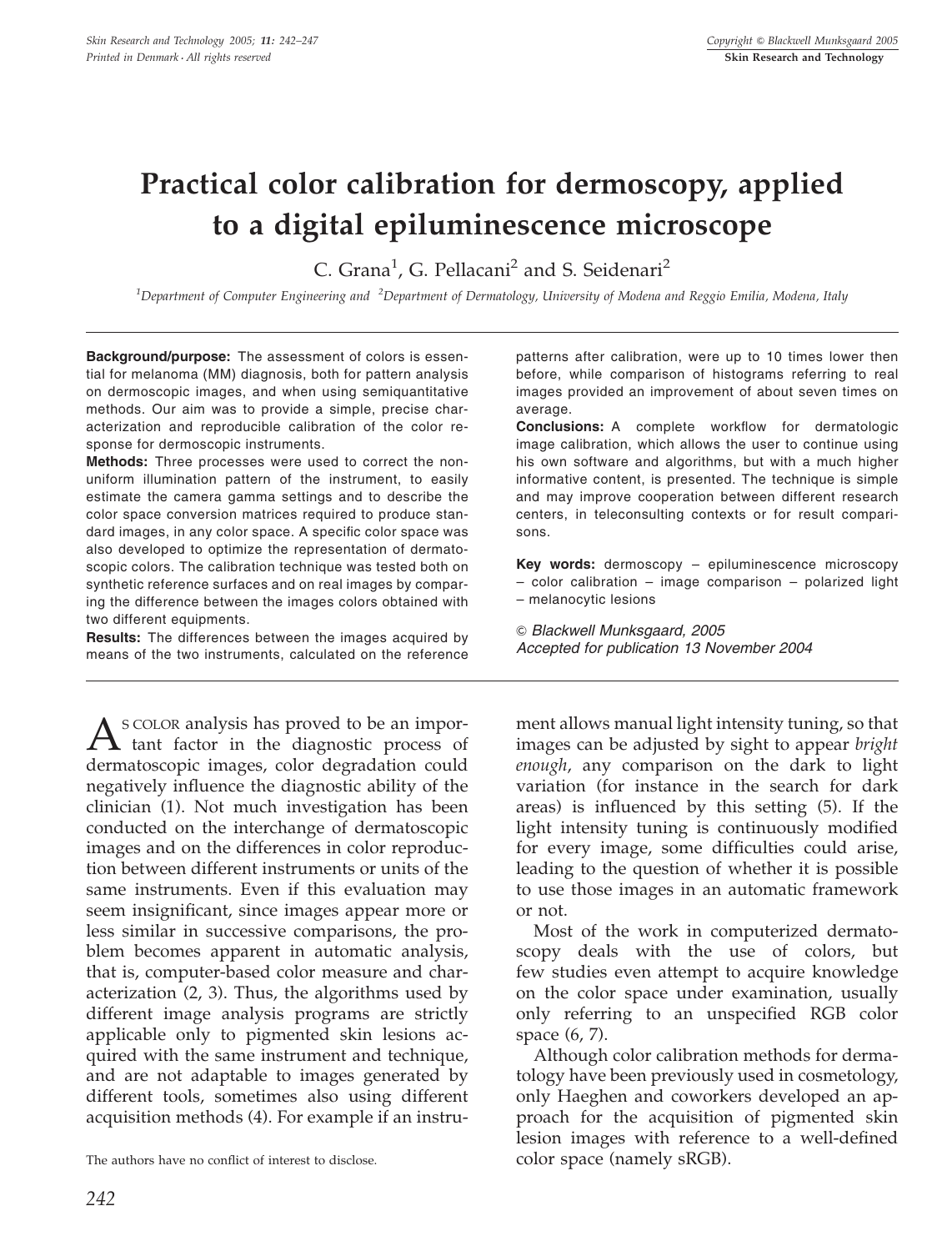# Practical color calibration for dermoscopy, applied to a digital epiluminescence microscope

C. Grana[1], G. Pellacani[2] and S. Seidenari[2]

[1]Department of Computer Engineering and [2]Department of Dermatology, University of Modena and Reggio Emilia, Modena, Italy

**Background/purpose:** The assessment of colors is essential for melanoma (MM) diagnosis, both for pattern analysis on dermoscopic images, and when using semiquantitative methods. Our aim was to provide a simple, precise characterization and reproducible calibration of the color response for dermoscopic instruments.

**Methods:** Three processes were used to correct the non-uniform illumination pattern of the instrument, to easily estimate the camera gamma settings and to describe the color space conversion matrices required to produce standard images, in any color space. A specific color space was also developed to optimize the representation of dermatoscopic colors. The calibration technique was tested both on synthetic reference surfaces and on real images by comparing the difference between the images colors obtained with two different equipments.

**Results:** The differences between the images acquired by means of the two instruments, calculated on the reference patterns after calibration, were up to 10 times lower then before, while comparison of histograms referring to real images provided an improvement of about seven times on average.

**Conclusions:** A complete workflow for dermatologic image calibration, which allows the user to continue using his own software and algorithms, but with a much higher informative content, is presented. The technique is simple and may improve cooperation between different research centers, in teleconsulting contexts or for result comparisons.

**Key words:** dermoscopy – epiluminescence microscopy – color calibration – image comparison – polarized light – melanocytic lesions

© *Blackwell Munksgaard, 2005*
*Accepted for publication 13 November 2004*

As color analysis has proved to be an important factor in the diagnostic process of dermatoscopic images, color degradation could negatively influence the diagnostic ability of the clinician (1). Not much investigation has been conducted on the interchange of dermatoscopic images and on the differences in color reproduction between different instruments or units of the same instruments. Even if this evaluation may seem insignificant, since images appear more or less similar in successive comparisons, the problem becomes apparent in automatic analysis, that is, computer-based color measure and characterization (2, 3). Thus, the algorithms used by different image analysis programs are strictly applicable only to pigmented skin lesions acquired with the same instrument and technique, and are not adaptable to images generated by different tools, sometimes also using different acquisition methods (4). For example if an instrument allows manual light intensity tuning, so that images can be adjusted by sight to appear *bright enough*, any comparison on the dark to light variation (for instance in the search for dark areas) is influenced by this setting (5). If the light intensity tuning is continuously modified for every image, some difficulties could arise, leading to the question of whether it is possible to use those images in an automatic framework or not.

Most of the work in computerized dermatoscopy deals with the use of colors, but few studies even attempt to acquire knowledge on the color space under examination, usually only referring to an unspecified RGB color space (6, 7).

Although color calibration methods for dermatology have been previously used in cosmetology, only Haeghen and coworkers developed an approach for the acquisition of pigmented skin lesion images with reference to a well-defined color space (namely sRGB).

The authors have no conflict of interest to disclose.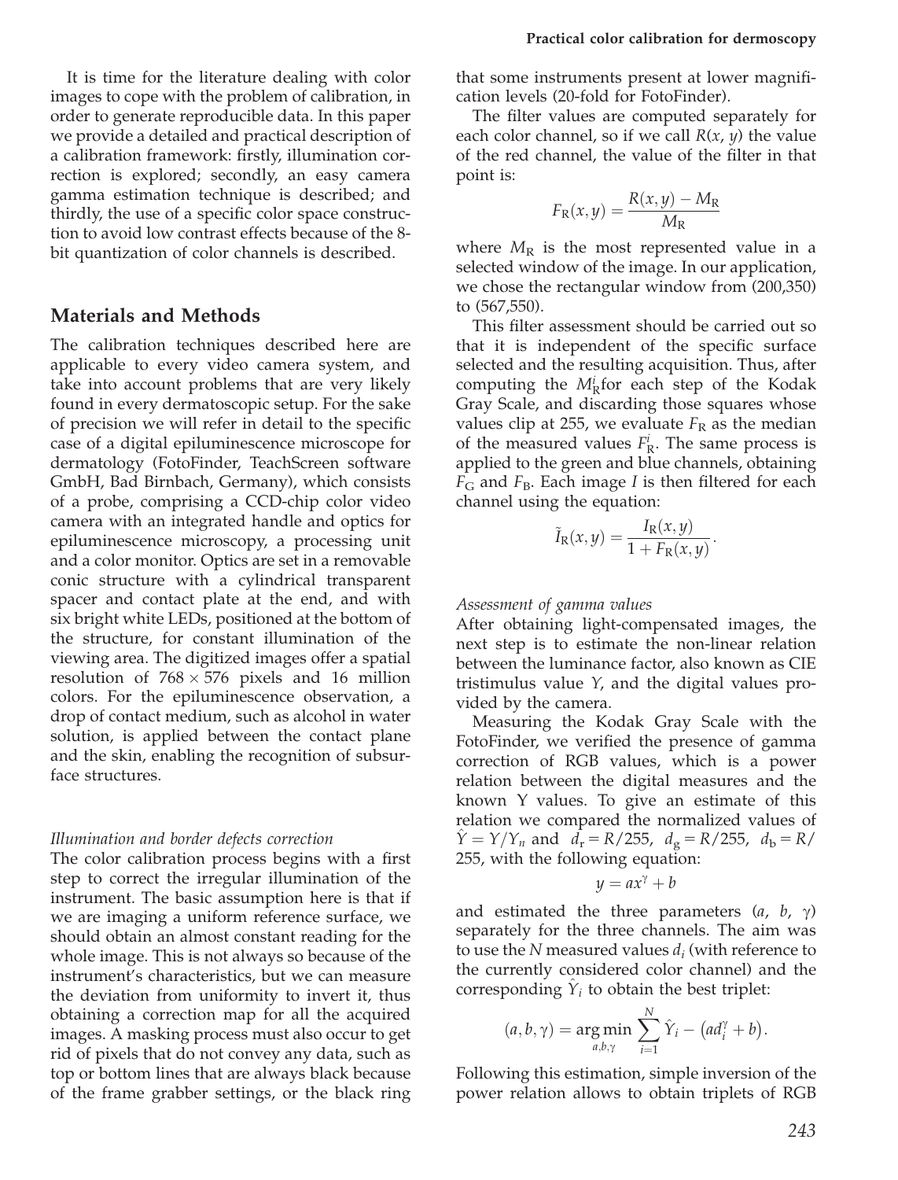It is time for the literature dealing with color images to cope with the problem of calibration, in order to generate reproducible data. In this paper we provide a detailed and practical description of a calibration framework: firstly, illumination correction is explored; secondly, an easy camera gamma estimation technique is described; and thirdly, the use of a specific color space construction to avoid low contrast effects because of the 8-bit quantization of color channels is described.

## Materials and Methods

The calibration techniques described here are applicable to every video camera system, and take into account problems that are very likely found in every dermatoscopic setup. For the sake of precision we will refer in detail to the specific case of a digital epiluminescence microscope for dermatology (FotoFinder, TeachScreen software GmbH, Bad Birnbach, Germany), which consists of a probe, comprising a CCD-chip color video camera with an integrated handle and optics for epiluminescence microscopy, a processing unit and a color monitor. Optics are set in a removable conic structure with a cylindrical transparent spacer and contact plate at the end, and with six bright white LEDs, positioned at the bottom of the structure, for constant illumination of the viewing area. The digitized images offer a spatial resolution of $768 \times 576$ pixels and 16 million colors. For the epiluminescence observation, a drop of contact medium, such as alcohol in water solution, is applied between the contact plane and the skin, enabling the recognition of subsurface structures.

### *Illumination and border defects correction*

The color calibration process begins with a first step to correct the irregular illumination of the instrument. The basic assumption here is that if we are imaging a uniform reference surface, we should obtain an almost constant reading for the whole image. This is not always so because of the instrument's characteristics, but we can measure the deviation from uniformity to invert it, thus obtaining a correction map for all the acquired images. A masking process must also occur to get rid of pixels that do not convey any data, such as top or bottom lines that are always black because of the frame grabber settings, or the black ring that some instruments present at lower magnification levels (20-fold for FotoFinder).

The filter values are computed separately for each color channel, so if we call $R(x, y)$ the value of the red channel, the value of the filter in that point is:

$$F_{\mathrm{R}}(x, y) = \frac{R(x, y) - M_{\mathrm{R}}}{M_{\mathrm{R}}}$$

where $M_{\mathrm{R}}$ is the most represented value in a selected window of the image. In our application, we chose the rectangular window from (200,350) to (567,550).

This filter assessment should be carried out so that it is independent of the specific surface selected and the resulting acquisition. Thus, after computing the $M_{\mathrm{R}}^{i}$for each step of the Kodak Gray Scale, and discarding those squares whose values clip at 255, we evaluate $F_{\mathrm{R}}$ as the median of the measured values $F_{\mathrm{R}}^{i}$. The same process is applied to the green and blue channels, obtaining $F_{\mathrm{G}}$ and $F_{\mathrm{B}}$. Each image $I$ is then filtered for each channel using the equation:

$$\tilde{I}_{\mathrm{R}}(x, y) = \frac{I_{\mathrm{R}}(x, y)}{1 + F_{\mathrm{R}}(x, y)}.$$

### *Assessment of gamma values*

After obtaining light-compensated images, the next step is to estimate the non-linear relation between the luminance factor, also known as CIE tristimulus value $Y$, and the digital values provided by the camera.

Measuring the Kodak Gray Scale with the FotoFinder, we verified the presence of gamma correction of RGB values, which is a power relation between the digital measures and the known Y values. To give an estimate of this relation we compared the normalized values of $\hat{Y} = Y/Y_n$ and $d_{\mathrm{r}} = R/255$, $d_{\mathrm{g}} = R/255$, $d_{\mathrm{b}} = R/255$, with the following equation:

$$y = ax^{\gamma} + b$$

and estimated the three parameters ($a$, $b$, $\gamma$) separately for the three channels. The aim was to use the $N$ measured values $d_i$ (with reference to the currently considered color channel) and the corresponding $\hat{Y}_i$ to obtain the best triplet:

$$(a, b, \gamma) = \underset{a,b,\gamma}{\arg\min} \sum_{i=1}^{N} \hat{Y}_i - \left(ad_i^{\gamma} + b\right).$$

Following this estimation, simple inversion of the power relation allows to obtain triplets of RGB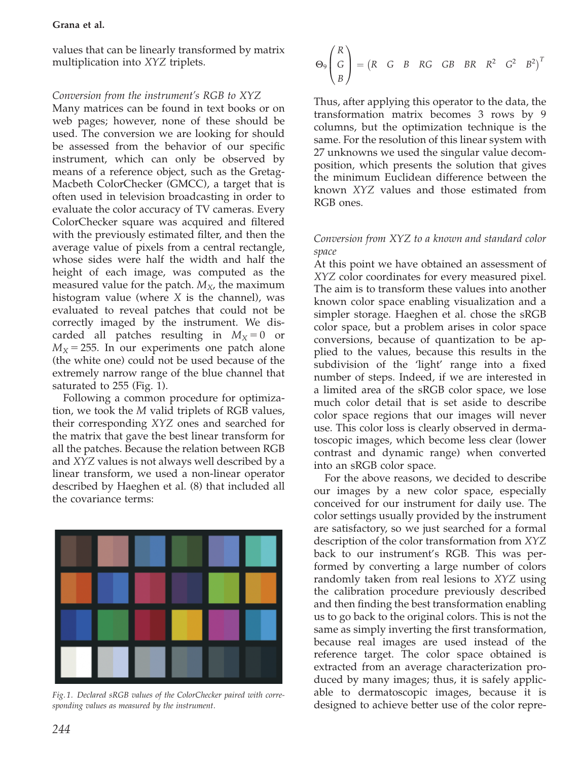values that can be linearly transformed by matrix multiplication into *XYZ* triplets.

*Conversion from the instrument's RGB to XYZ*

Many matrices can be found in text books or on web pages; however, none of these should be used. The conversion we are looking for should be assessed from the behavior of our specific instrument, which can only be observed by means of a reference object, such as the Gretag-Macbeth ColorChecker (GMCC), a target that is often used in television broadcasting in order to evaluate the color accuracy of TV cameras. Every ColorChecker square was acquired and filtered with the previously estimated filter, and then the average value of pixels from a central rectangle, whose sides were half the width and half the height of each image, was computed as the measured value for the patch. $M_X$, the maximum histogram value (where $X$ is the channel), was evaluated to reveal patches that could not be correctly imaged by the instrument. We discarded all patches resulting in $M_X = 0$ or $M_X = 255$. In our experiments one patch alone (the white one) could not be used because of the extremely narrow range of the blue channel that saturated to 255 (Fig. 1).

Following a common procedure for optimization, we took the $M$ valid triplets of RGB values, their corresponding *XYZ* ones and searched for the matrix that gave the best linear transform for all the patches. Because the relation between RGB and *XYZ* values is not always well described by a linear transform, we used a non-linear operator described by Haeghen et al. (8) that included all the covariance terms:

Fig. 1. Declared sRGB values of the ColorChecker paired with corresponding values as measured by the instrument.

$$\Theta_9\begin{pmatrix} R \\ G \\ B \end{pmatrix} = \begin{pmatrix} R & G & B & RG & GB & BR & R^2 & G^2 & B^2 \end{pmatrix}^T$$

Thus, after applying this operator to the data, the transformation matrix becomes 3 rows by 9 columns, but the optimization technique is the same. For the resolution of this linear system with 27 unknowns we used the singular value decomposition, which presents the solution that gives the minimum Euclidean difference between the known *XYZ* values and those estimated from RGB ones.

*Conversion from XYZ to a known and standard color space*

At this point we have obtained an assessment of *XYZ* color coordinates for every measured pixel. The aim is to transform these values into another known color space enabling visualization and a simpler storage. Haeghen et al. chose the sRGB color space, but a problem arises in color space conversions, because of quantization to be applied to the values, because this results in the subdivision of the 'light' range into a fixed number of steps. Indeed, if we are interested in a limited area of the sRGB color space, we lose much color detail that is set aside to describe color space regions that our images will never use. This color loss is clearly observed in dermatoscopic images, which become less clear (lower contrast and dynamic range) when converted into an sRGB color space.

For the above reasons, we decided to describe our images by a new color space, especially conceived for our instrument for daily use. The color settings usually provided by the instrument are satisfactory, so we just searched for a formal description of the color transformation from *XYZ* back to our instrument's RGB. This was performed by converting a large number of colors randomly taken from real lesions to *XYZ* using the calibration procedure previously described and then finding the best transformation enabling us to go back to the original colors. This is not the same as simply inverting the first transformation, because real images are used instead of the reference target. The color space obtained is extracted from an average characterization produced by many images; thus, it is safely applicable to dermatoscopic images, because it is designed to achieve better use of the color repre-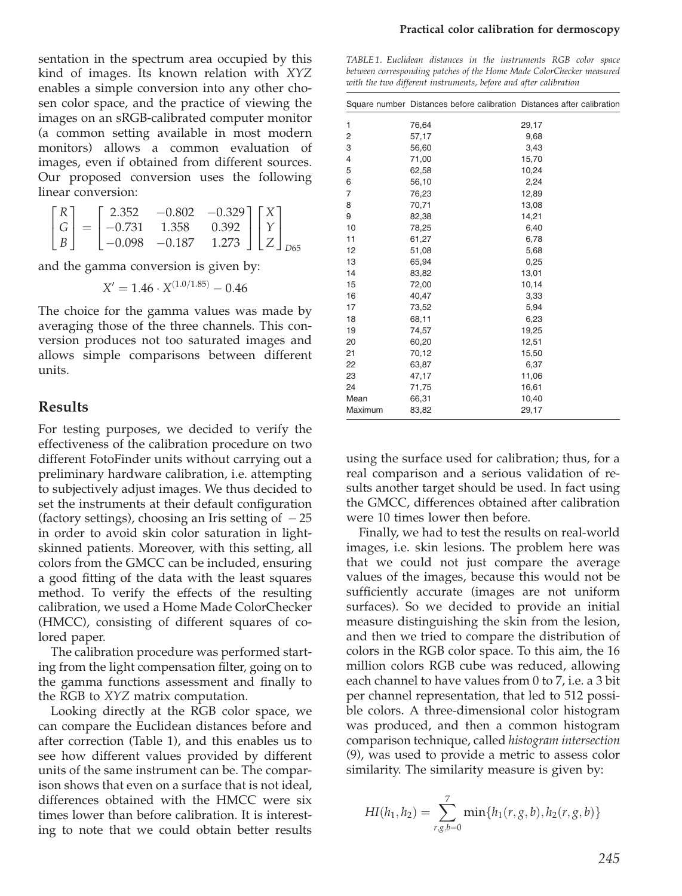sentation in the spectrum area occupied by this kind of images. Its known relation with $XYZ$ enables a simple conversion into any other chosen color space, and the practice of viewing the images on an sRGB-calibrated computer monitor (a common setting available in most modern monitors) allows a common evaluation of images, even if obtained from different sources. Our proposed conversion uses the following linear conversion:

$$\begin{bmatrix} R \\ G \\ B \end{bmatrix} = \begin{bmatrix} 2.352 & -0.802 & -0.329 \\ -0.731 & 1.358 & 0.392 \\ -0.098 & -0.187 & 1.273 \end{bmatrix} \begin{bmatrix} X \\ Y \\ Z \end{bmatrix}_{D65}$$

and the gamma conversion is given by:

$$X' = 1.46 \cdot X^{(1.0/1.85)} - 0.46$$

The choice for the gamma values was made by averaging those of the three channels. This conversion produces not too saturated images and allows simple comparisons between different units.

## Results

For testing purposes, we decided to verify the effectiveness of the calibration procedure on two different FotoFinder units without carrying out a preliminary hardware calibration, i.e. attempting to subjectively adjust images. We thus decided to set the instruments at their default configuration (factory settings), choosing an Iris setting of $-25$ in order to avoid skin color saturation in light-skinned patients. Moreover, with this setting, all colors from the GMCC can be included, ensuring a good fitting of the data with the least squares method. To verify the effects of the resulting calibration, we used a Home Made ColorChecker (HMCC), consisting of different squares of colored paper.

The calibration procedure was performed starting from the light compensation filter, going on to the gamma functions assessment and finally to the RGB to $XYZ$ matrix computation.

Looking directly at the RGB color space, we can compare the Euclidean distances before and after correction (Table 1), and this enables us to see how different values provided by different units of the same instrument can be. The comparison shows that even on a surface that is not ideal, differences obtained with the HMCC were six times lower than before calibration. It is interesting to note that we could obtain better results using the surface used for calibration; thus, for a real comparison and a serious validation of results another target should be used. In fact using the GMCC, differences obtained after calibration were 10 times lower then before.

*TABLE 1. Euclidean distances in the instruments RGB color space between corresponding patches of the Home Made ColorChecker measured with the two different instruments, before and after calibration*

| Square number | Distances before calibration | Distances after calibration |
|---|---|---|
| 1 | 76,64 | 29,17 |
| 2 | 57,17 | 9,68 |
| 3 | 56,60 | 3,43 |
| 4 | 71,00 | 15,70 |
| 5 | 62,58 | 10,24 |
| 6 | 56,10 | 2,24 |
| 7 | 76,23 | 12,89 |
| 8 | 70,71 | 13,08 |
| 9 | 82,38 | 14,21 |
| 10 | 78,25 | 6,40 |
| 11 | 61,27 | 6,78 |
| 12 | 51,08 | 5,68 |
| 13 | 65,94 | 0,25 |
| 14 | 83,82 | 13,01 |
| 15 | 72,00 | 10,14 |
| 16 | 40,47 | 3,33 |
| 17 | 73,52 | 5,94 |
| 18 | 68,11 | 6,23 |
| 19 | 74,57 | 19,25 |
| 20 | 60,20 | 12,51 |
| 21 | 70,12 | 15,50 |
| 22 | 63,87 | 6,37 |
| 23 | 47,17 | 11,06 |
| 24 | 71,75 | 16,61 |
| Mean | 66,31 | 10,40 |
| Maximum | 83,82 | 29,17 |

Finally, we had to test the results on real-world images, i.e. skin lesions. The problem here was that we could not just compare the average values of the images, because this would not be sufficiently accurate (images are not uniform surfaces). So we decided to provide an initial measure distinguishing the skin from the lesion, and then we tried to compare the distribution of colors in the RGB color space. To this aim, the 16 million colors RGB cube was reduced, allowing each channel to have values from 0 to 7, i.e. a 3 bit per channel representation, that led to 512 possible colors. A three-dimensional color histogram was produced, and then a common histogram comparison technique, called *histogram intersection* (9), was used to provide a metric to assess color similarity. The similarity measure is given by:

$$HI(h_1, h_2) = \sum_{r,g,b=0}^{7} \min\{h_1(r, g, b), h_2(r, g, b)\}$$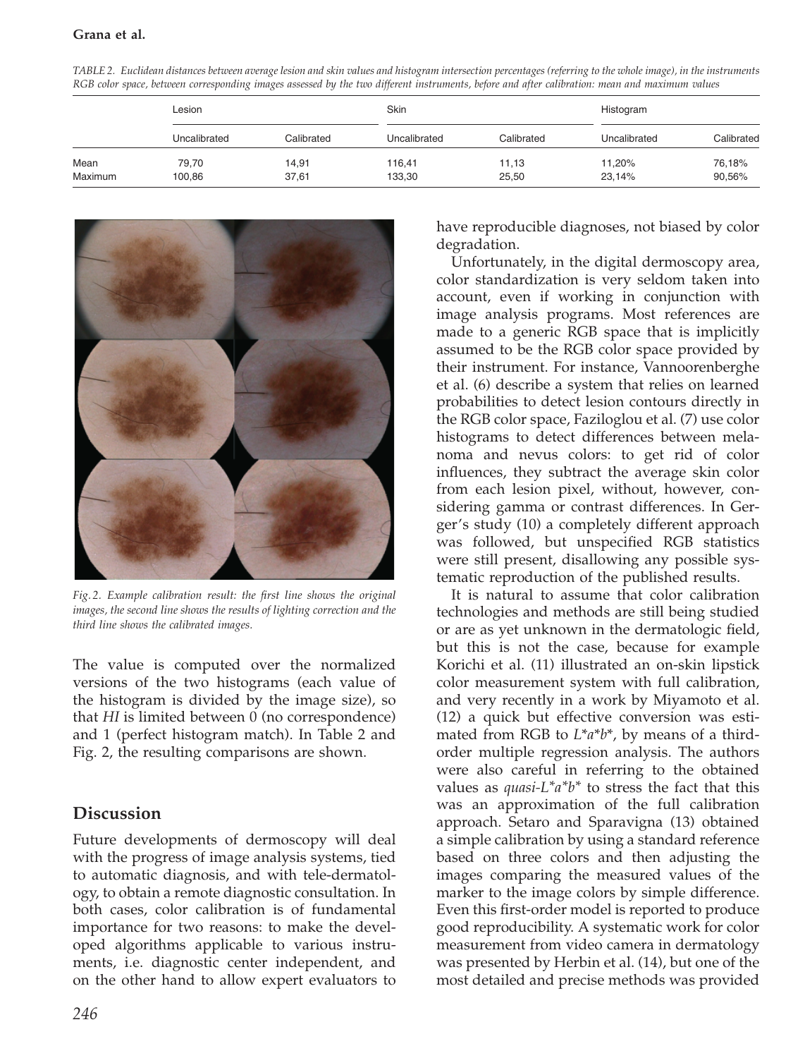*TABLE 2. Euclidean distances between average lesion and skin values and histogram intersection percentages (referring to the whole image), in the instruments RGB color space, between corresponding images assessed by the two different instruments, before and after calibration: mean and maximum values*

| | Lesion | | Skin | | Histogram | |
|---|---|---|---|---|---|---|
| | Uncalibrated | Calibrated | Uncalibrated | Calibrated | Uncalibrated | Calibrated |
| Mean | 79,70 | 14,91 | 116,41 | 11,13 | 11,20% | 76,18% |
| Maximum | 100,86 | 37,61 | 133,30 | 25,50 | 23,14% | 90,56% |

*Fig. 2. Example calibration result: the first line shows the original images, the second line shows the results of lighting correction and the third line shows the calibrated images.*

The value is computed over the normalized versions of the two histograms (each value of the histogram is divided by the image size), so that *HI* is limited between 0 (no correspondence) and 1 (perfect histogram match). In Table 2 and Fig. 2, the resulting comparisons are shown.

## Discussion

Future developments of dermoscopy will deal with the progress of image analysis systems, tied to automatic diagnosis, and with tele-dermatology, to obtain a remote diagnostic consultation. In both cases, color calibration is of fundamental importance for two reasons: to make the developed algorithms applicable to various instruments, i.e. diagnostic center independent, and on the other hand to allow expert evaluators to have reproducible diagnoses, not biased by color degradation.

Unfortunately, in the digital dermoscopy area, color standardization is very seldom taken into account, even if working in conjunction with image analysis programs. Most references are made to a generic RGB space that is implicitly assumed to be the RGB color space provided by their instrument. For instance, Vannoorenberghe et al. (6) describe a system that relies on learned probabilities to detect lesion contours directly in the RGB color space, Faziloglou et al. (7) use color histograms to detect differences between melanoma and nevus colors: to get rid of color influences, they subtract the average skin color from each lesion pixel, without, however, considering gamma or contrast differences. In Gerger's study (10) a completely different approach was followed, but unspecified RGB statistics were still present, disallowing any possible systematic reproduction of the published results.

It is natural to assume that color calibration technologies and methods are still being studied or are as yet unknown in the dermatologic field, but this is not the case, because for example Korichi et al. (11) illustrated an on-skin lipstick color measurement system with full calibration, and very recently in a work by Miyamoto et al. (12) a quick but effective conversion was estimated from RGB to $L^*a^*b^*$, by means of a third-order multiple regression analysis. The authors were also careful in referring to the obtained values as *quasi-*$L^*a^*b^*$ to stress the fact that this was an approximation of the full calibration approach. Setaro and Sparavigna (13) obtained a simple calibration by using a standard reference based on three colors and then adjusting the images comparing the measured values of the marker to the image colors by simple difference. Even this first-order model is reported to produce good reproducibility. A systematic work for color measurement from video camera in dermatology was presented by Herbin et al. (14), but one of the most detailed and precise methods was provided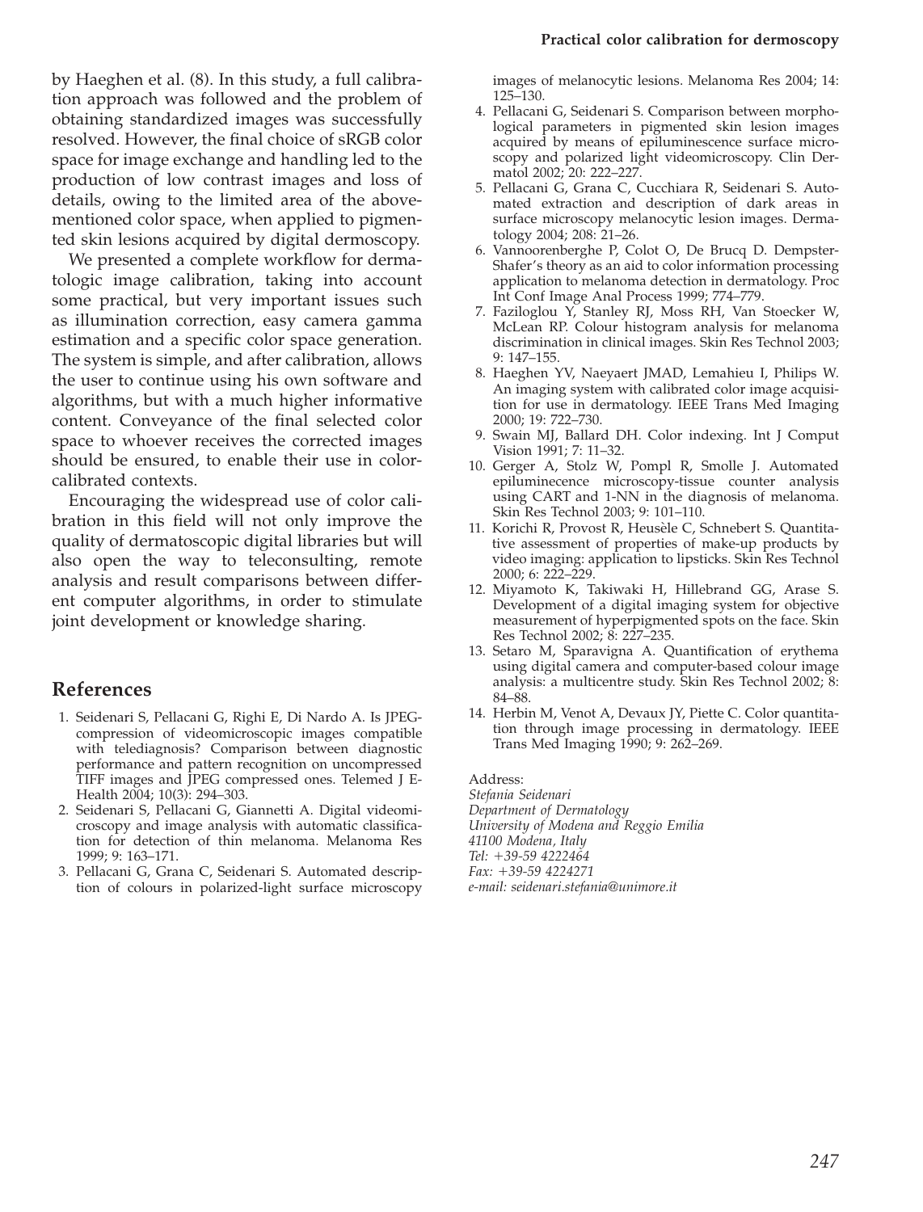by Haeghen et al. (8). In this study, a full calibration approach was followed and the problem of obtaining standardized images was successfully resolved. However, the final choice of sRGB color space for image exchange and handling led to the production of low contrast images and loss of details, owing to the limited area of the abovementioned color space, when applied to pigmented skin lesions acquired by digital dermoscopy.

We presented a complete workflow for dermatologic image calibration, taking into account some practical, but very important issues such as illumination correction, easy camera gamma estimation and a specific color space generation. The system is simple, and after calibration, allows the user to continue using his own software and algorithms, but with a much higher informative content. Conveyance of the final selected color space to whoever receives the corrected images should be ensured, to enable their use in color-calibrated contexts.

Encouraging the widespread use of color calibration in this field will not only improve the quality of dermatoscopic digital libraries but will also open the way to teleconsulting, remote analysis and result comparisons between different computer algorithms, in order to stimulate joint development or knowledge sharing.

## References

1. Seidenari S, Pellacani G, Righi E, Di Nardo A. Is JPEG-compression of videomicroscopic images compatible with telediagnosis? Comparison between diagnostic performance and pattern recognition on uncompressed TIFF images and JPEG compressed ones. Telemed J E-Health 2004; 10(3): 294–303.
2. Seidenari S, Pellacani G, Giannetti A. Digital videomicroscopy and image analysis with automatic classification for detection of thin melanoma. Melanoma Res 1999; 9: 163–171.
3. Pellacani G, Grana C, Seidenari S. Automated description of colours in polarized-light surface microscopy images of melanocytic lesions. Melanoma Res 2004; 14: 125–130.
4. Pellacani G, Seidenari S. Comparison between morphological parameters in pigmented skin lesion images acquired by means of epiluminescence surface microscopy and polarized light videomicroscopy. Clin Dermatol 2002; 20: 222–227.
5. Pellacani G, Grana C, Cucchiara R, Seidenari S. Automated extraction and description of dark areas in surface microscopy melanocytic lesion images. Dermatology 2004; 208: 21–26.
6. Vannoorenberghe P, Colot O, De Brucq D. Dempster-Shafer's theory as an aid to color information processing application to melanoma detection in dermatology. Proc Int Conf Image Anal Process 1999; 774–779.
7. Faziloglou Y, Stanley RJ, Moss RH, Van Stoecker W, McLean RP. Colour histogram analysis for melanoma discrimination in clinical images. Skin Res Technol 2003; 9: 147–155.
8. Haeghen YV, Naeyaert JMAD, Lemahieu I, Philips W. An imaging system with calibrated color image acquisition for use in dermatology. IEEE Trans Med Imaging 2000; 19: 722–730.
9. Swain MJ, Ballard DH. Color indexing. Int J Comput Vision 1991; 7: 11–32.
10. Gerger A, Stolz W, Pompl R, Smolle J. Automated epiluminecence microscopy-tissue counter analysis using CART and 1-NN in the diagnosis of melanoma. Skin Res Technol 2003; 9: 101–110.
11. Korichi R, Provost R, Heusèle C, Schnebert S. Quantitative assessment of properties of make-up products by video imaging: application to lipsticks. Skin Res Technol 2000; 6: 222–229.
12. Miyamoto K, Takiwaki H, Hillebrand GG, Arase S. Development of a digital imaging system for objective measurement of hyperpigmented spots on the face. Skin Res Technol 2002; 8: 227–235.
13. Setaro M, Sparavigna A. Quantification of erythema using digital camera and computer-based colour image analysis: a multicentre study. Skin Res Technol 2002; 8: 84–88.
14. Herbin M, Venot A, Devaux JY, Piette C. Color quantitation through image processing in dermatology. IEEE Trans Med Imaging 1990; 9: 262–269.

Address:  
*Stefania Seidenari*  
*Department of Dermatology*  
*University of Modena and Reggio Emilia*  
*41100 Modena, Italy*  
*Tel: +39-59 4222464*  
*Fax: +39-59 4224271*  
*e-mail: seidenari.stefania@unimore.it*